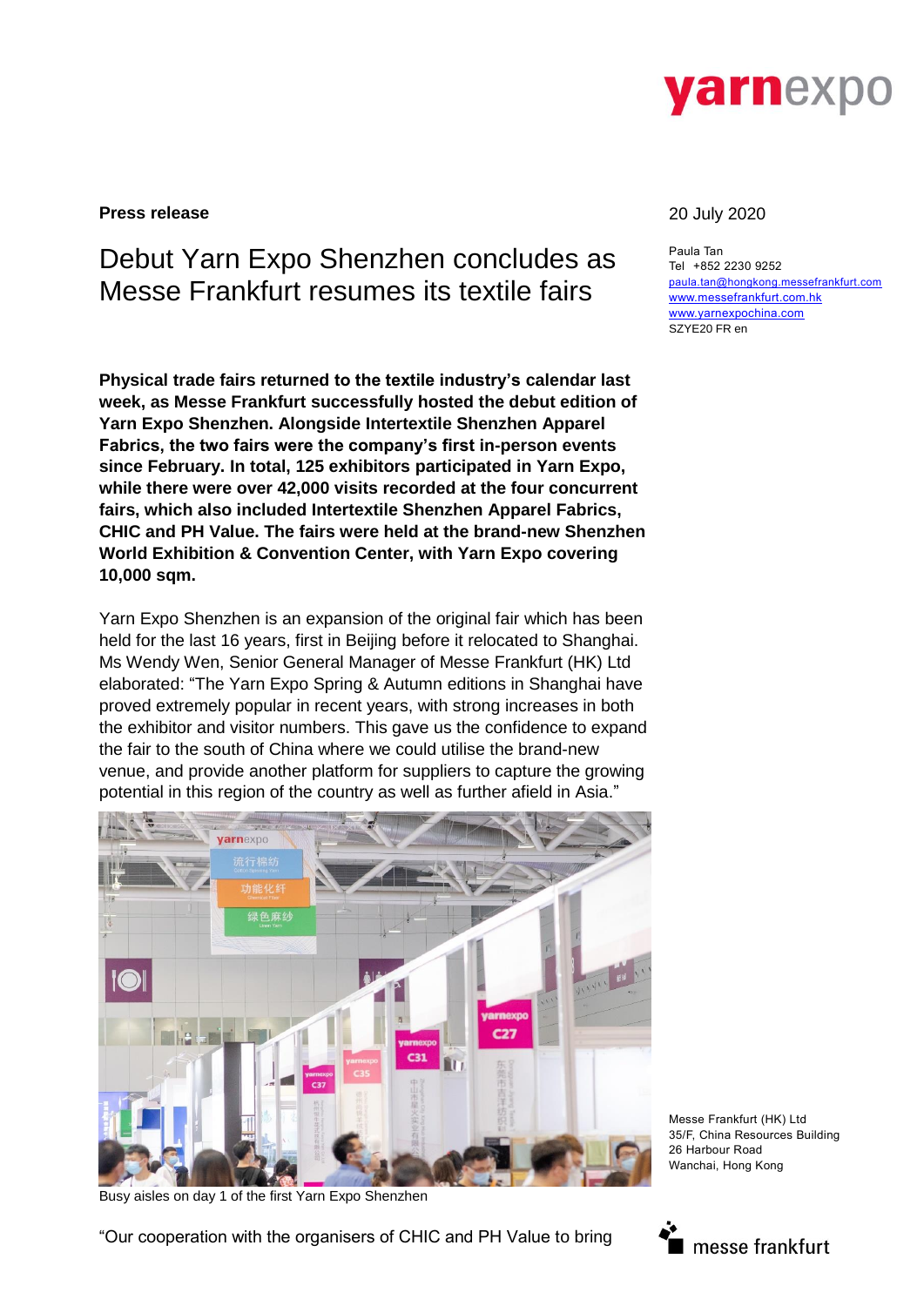**Press release**

20 July 2020

# Debut Yarn Expo Shenzhen concludes as Messe Frankfurt resumes its textile fairs

Paula Tan
Tel +852 2230 9252
paula.tan@hongkong.messefrankfurt.com
www.messefrankfurt.com.hk
www.yarnexpochina.com
SZYE20 FR en

**Physical trade fairs returned to the textile industry's calendar last week, as Messe Frankfurt successfully hosted the debut edition of Yarn Expo Shenzhen. Alongside Intertextile Shenzhen Apparel Fabrics, the two fairs were the company's first in-person events since February. In total, 125 exhibitors participated in Yarn Expo, while there were over 42,000 visits recorded at the four concurrent fairs, which also included Intertextile Shenzhen Apparel Fabrics, CHIC and PH Value. The fairs were held at the brand-new Shenzhen World Exhibition & Convention Center, with Yarn Expo covering 10,000 sqm.**

Yarn Expo Shenzhen is an expansion of the original fair which has been held for the last 16 years, first in Beijing before it relocated to Shanghai. Ms Wendy Wen, Senior General Manager of Messe Frankfurt (HK) Ltd elaborated: "The Yarn Expo Spring & Autumn editions in Shanghai have proved extremely popular in recent years, with strong increases in both the exhibitor and visitor numbers. This gave us the confidence to expand the fair to the south of China where we could utilise the brand-new venue, and provide another platform for suppliers to capture the growing potential in this region of the country as well as further afield in Asia."

Busy aisles on day 1 of the first Yarn Expo Shenzhen

"Our cooperation with the organisers of CHIC and PH Value to bring

Messe Frankfurt (HK) Ltd
35/F, China Resources Building
26 Harbour Road
Wanchai, Hong Kong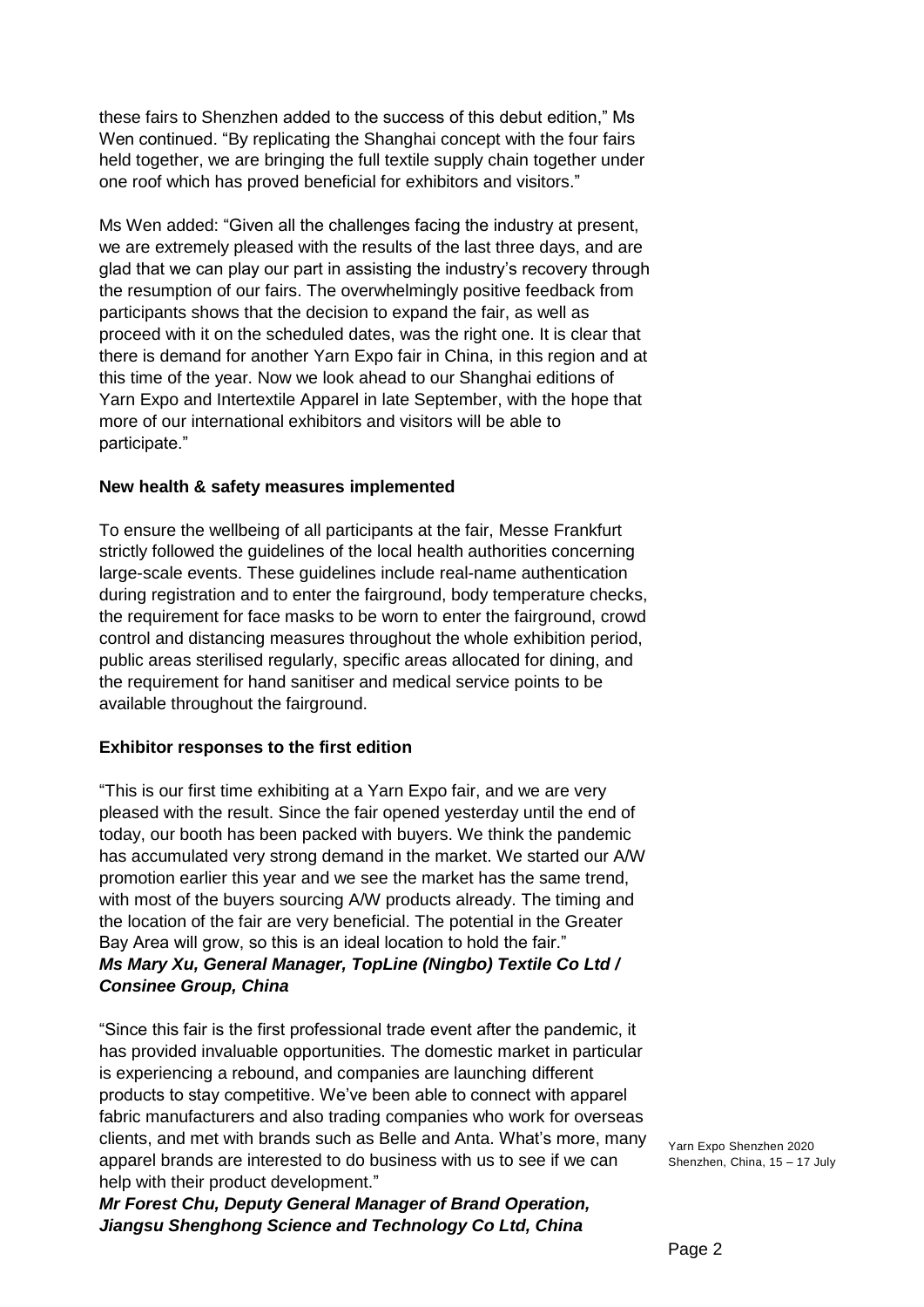these fairs to Shenzhen added to the success of this debut edition," Ms Wen continued. "By replicating the Shanghai concept with the four fairs held together, we are bringing the full textile supply chain together under one roof which has proved beneficial for exhibitors and visitors."

Ms Wen added: "Given all the challenges facing the industry at present, we are extremely pleased with the results of the last three days, and are glad that we can play our part in assisting the industry's recovery through the resumption of our fairs. The overwhelmingly positive feedback from participants shows that the decision to expand the fair, as well as proceed with it on the scheduled dates, was the right one. It is clear that there is demand for another Yarn Expo fair in China, in this region and at this time of the year. Now we look ahead to our Shanghai editions of Yarn Expo and Intertextile Apparel in late September, with the hope that more of our international exhibitors and visitors will be able to participate."

**New health & safety measures implemented**

To ensure the wellbeing of all participants at the fair, Messe Frankfurt strictly followed the guidelines of the local health authorities concerning large-scale events. These guidelines include real-name authentication during registration and to enter the fairground, body temperature checks, the requirement for face masks to be worn to enter the fairground, crowd control and distancing measures throughout the whole exhibition period, public areas sterilised regularly, specific areas allocated for dining, and the requirement for hand sanitiser and medical service points to be available throughout the fairground.

**Exhibitor responses to the first edition**

"This is our first time exhibiting at a Yarn Expo fair, and we are very pleased with the result. Since the fair opened yesterday until the end of today, our booth has been packed with buyers. We think the pandemic has accumulated very strong demand in the market. We started our A/W promotion earlier this year and we see the market has the same trend, with most of the buyers sourcing A/W products already. The timing and the location of the fair are very beneficial. The potential in the Greater Bay Area will grow, so this is an ideal location to hold the fair."
***Ms Mary Xu, General Manager, TopLine (Ningbo) Textile Co Ltd / Consinee Group, China***

"Since this fair is the first professional trade event after the pandemic, it has provided invaluable opportunities. The domestic market in particular is experiencing a rebound, and companies are launching different products to stay competitive. We've been able to connect with apparel fabric manufacturers and also trading companies who work for overseas clients, and met with brands such as Belle and Anta. What's more, many apparel brands are interested to do business with us to see if we can help with their product development."
***Mr Forest Chu, Deputy General Manager of Brand Operation, Jiangsu Shenghong Science and Technology Co Ltd, China***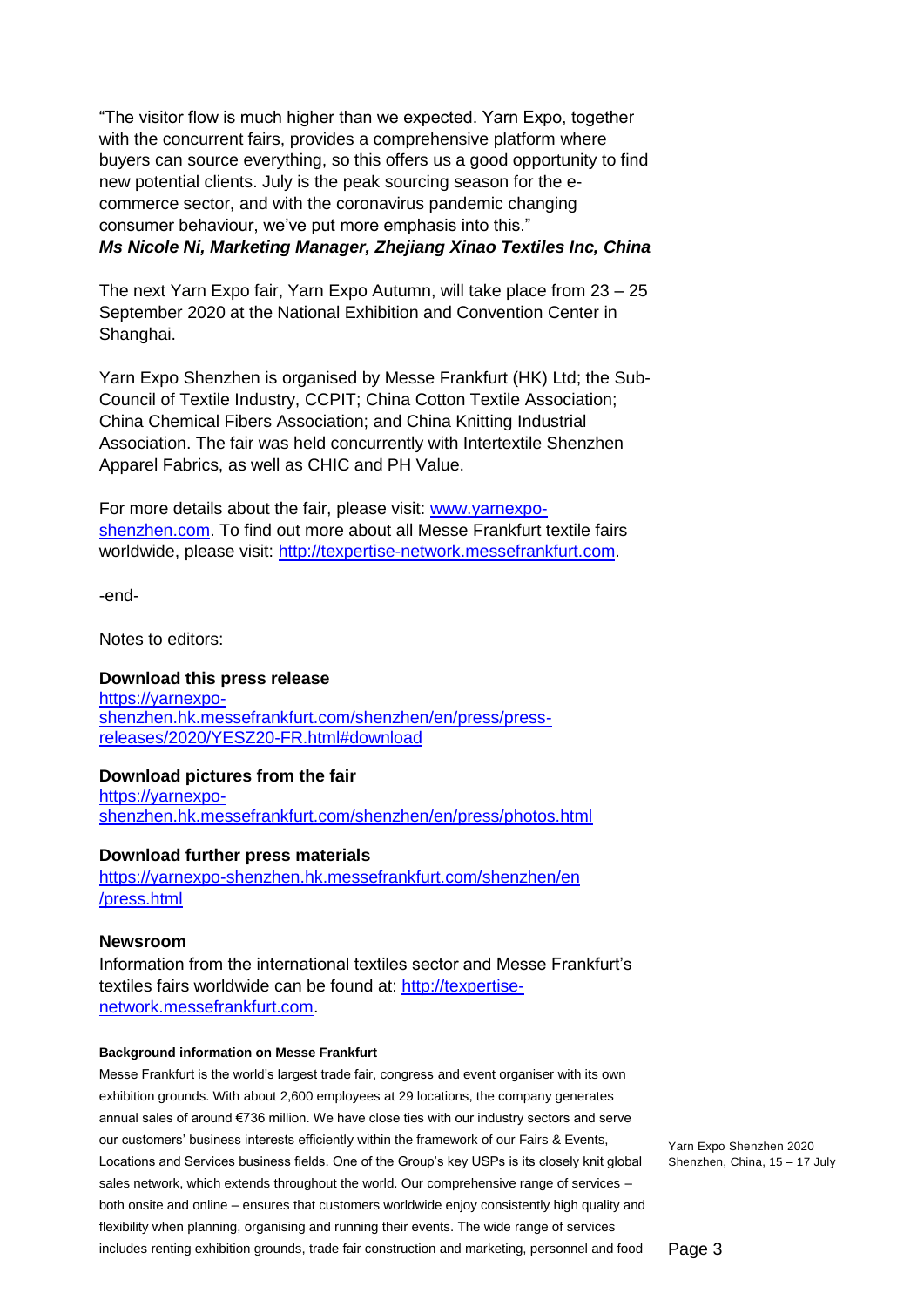"The visitor flow is much higher than we expected. Yarn Expo, together with the concurrent fairs, provides a comprehensive platform where buyers can source everything, so this offers us a good opportunity to find new potential clients. July is the peak sourcing season for the e-commerce sector, and with the coronavirus pandemic changing consumer behaviour, we've put more emphasis into this."
***Ms Nicole Ni, Marketing Manager, Zhejiang Xinao Textiles Inc, China***

The next Yarn Expo fair, Yarn Expo Autumn, will take place from 23 – 25 September 2020 at the National Exhibition and Convention Center in Shanghai.

Yarn Expo Shenzhen is organised by Messe Frankfurt (HK) Ltd; the Sub-Council of Textile Industry, CCPIT; China Cotton Textile Association; China Chemical Fibers Association; and China Knitting Industrial Association. The fair was held concurrently with Intertextile Shenzhen Apparel Fabrics, as well as CHIC and PH Value.

For more details about the fair, please visit: [www.yarnexpo-shenzhen.com](http://www.yarnexpo-shenzhen.com). To find out more about all Messe Frankfurt textile fairs worldwide, please visit: [http://texpertise-network.messefrankfurt.com](http://texpertise-network.messefrankfurt.com).

-end-

Notes to editors:

**Download this press release**
[https://yarnexpo-shenzhen.hk.messefrankfurt.com/shenzhen/en/press/press-releases/2020/YESZ20-FR.html#download](https://yarnexpo-shenzhen.hk.messefrankfurt.com/shenzhen/en/press/press-releases/2020/YESZ20-FR.html#download)

**Download pictures from the fair**
[https://yarnexpo-shenzhen.hk.messefrankfurt.com/shenzhen/en/press/photos.html](https://yarnexpo-shenzhen.hk.messefrankfurt.com/shenzhen/en/press/photos.html)

**Download further press materials**
[https://yarnexpo-shenzhen.hk.messefrankfurt.com/shenzhen/en/press.html](https://yarnexpo-shenzhen.hk.messefrankfurt.com/shenzhen/en/press.html)

**Newsroom**
Information from the international textiles sector and Messe Frankfurt's textiles fairs worldwide can be found at: [http://texpertise-network.messefrankfurt.com](http://texpertise-network.messefrankfurt.com).

**Background information on Messe Frankfurt**

Messe Frankfurt is the world's largest trade fair, congress and event organiser with its own exhibition grounds. With about 2,600 employees at 29 locations, the company generates annual sales of around €736 million. We have close ties with our industry sectors and serve our customers' business interests efficiently within the framework of our Fairs & Events, Locations and Services business fields. One of the Group's key USPs is its closely knit global sales network, which extends throughout the world. Our comprehensive range of services – both onsite and online – ensures that customers worldwide enjoy consistently high quality and flexibility when planning, organising and running their events. The wide range of services includes renting exhibition grounds, trade fair construction and marketing, personnel and food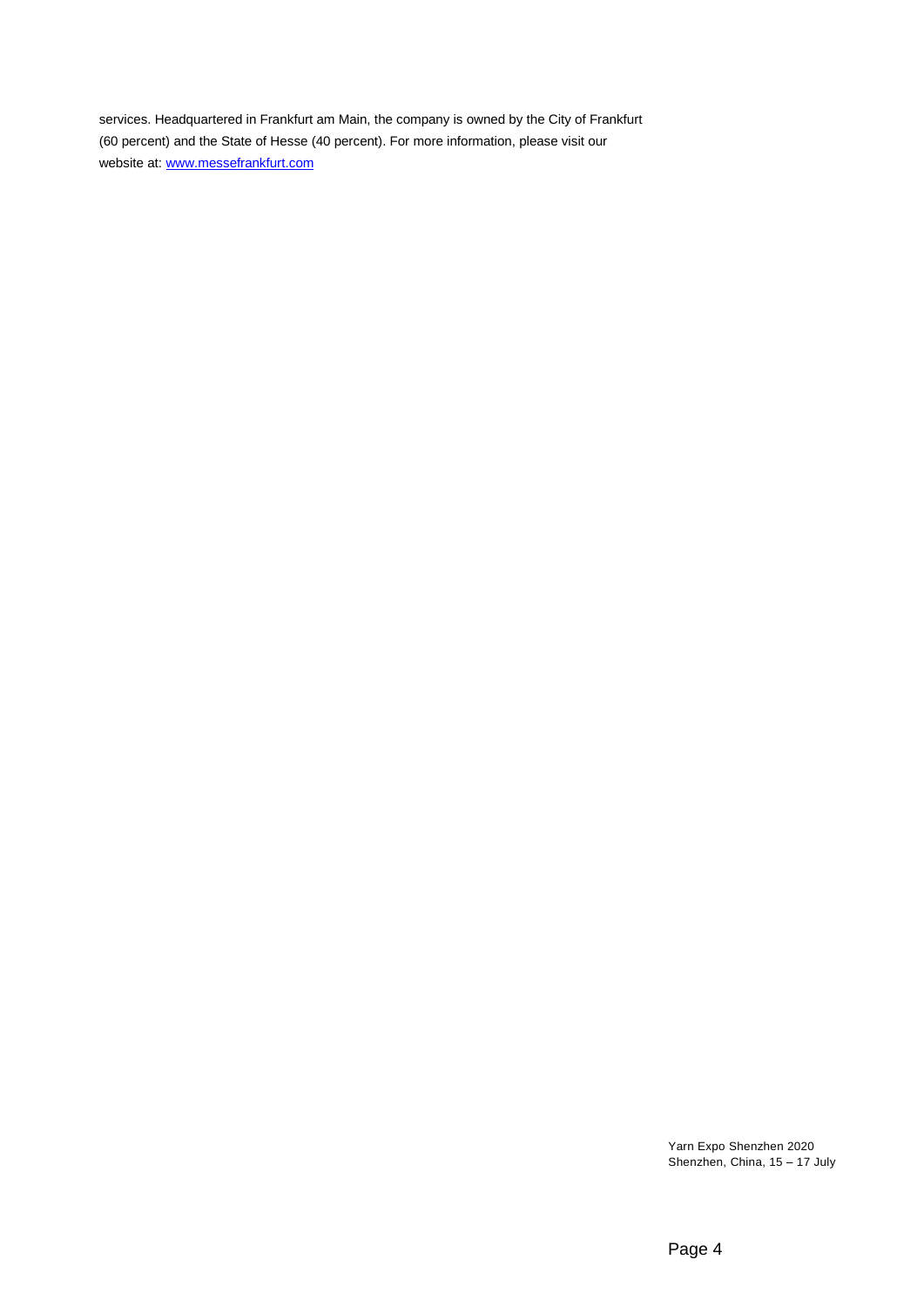services. Headquartered in Frankfurt am Main, the company is owned by the City of Frankfurt (60 percent) and the State of Hesse (40 percent). For more information, please visit our website at: [www.messefrankfurt.com](http://www.messefrankfurt.com)